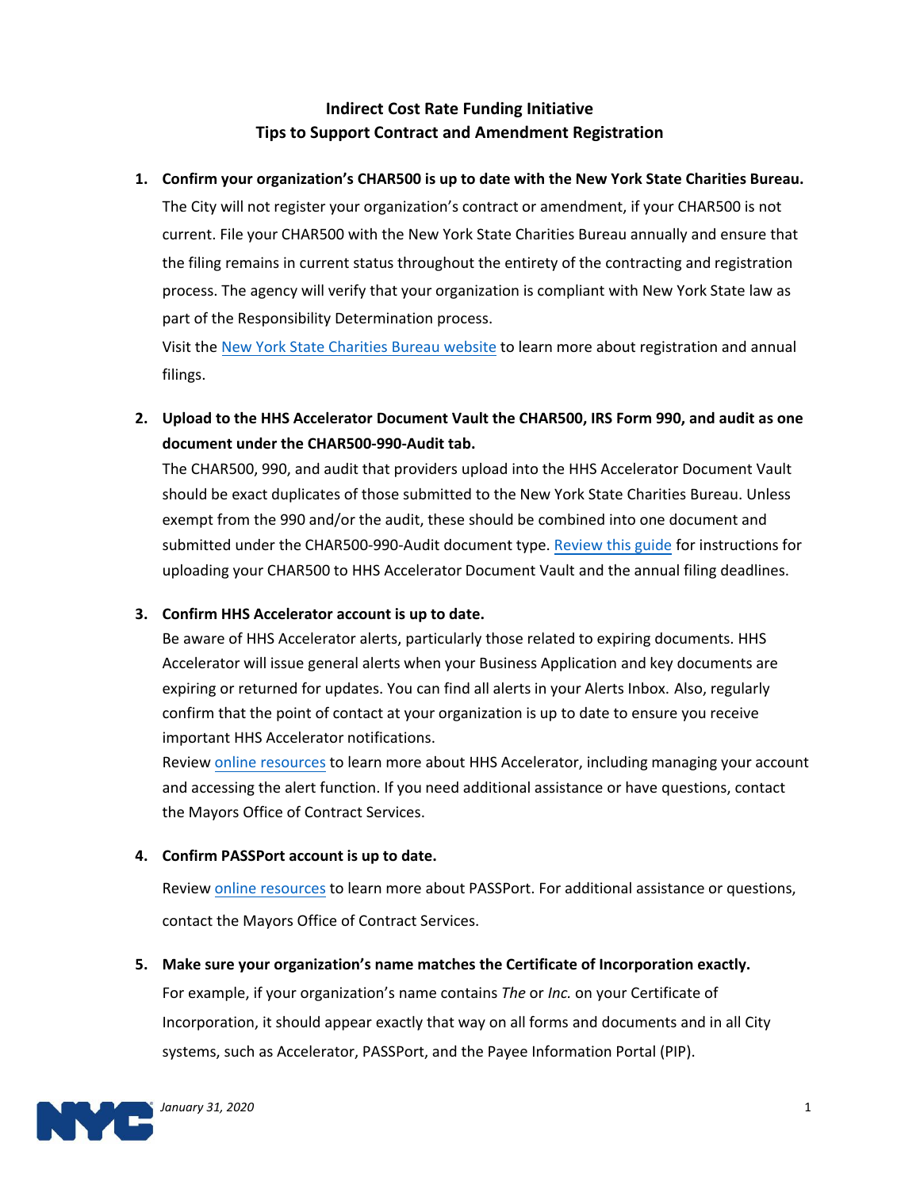# Indirect Cost Rate Funding Initiative
## Tips to Support Contract and Amendment Registration

1. **Confirm your organization's CHAR500 is up to date with the New York State Charities Bureau.**
   The City will not register your organization's contract or amendment, if your CHAR500 is not current. File your CHAR500 with the New York State Charities Bureau annually and ensure that the filing remains in current status throughout the entirety of the contracting and registration process. The agency will verify that your organization is compliant with New York State law as part of the Responsibility Determination process.
   Visit the New York State Charities Bureau website to learn more about registration and annual filings.

2. **Upload to the HHS Accelerator Document Vault the CHAR500, IRS Form 990, and audit as one document under the CHAR500-990-Audit tab.**
   The CHAR500, 990, and audit that providers upload into the HHS Accelerator Document Vault should be exact duplicates of those submitted to the New York State Charities Bureau. Unless exempt from the 990 and/or the audit, these should be combined into one document and submitted under the CHAR500-990-Audit document type. Review this guide for instructions for uploading your CHAR500 to HHS Accelerator Document Vault and the annual filing deadlines.

3. **Confirm HHS Accelerator account is up to date.**
   Be aware of HHS Accelerator alerts, particularly those related to expiring documents. HHS Accelerator will issue general alerts when your Business Application and key documents are expiring or returned for updates. You can find all alerts in your Alerts Inbox. Also, regularly confirm that the point of contact at your organization is up to date to ensure you receive important HHS Accelerator notifications.
   Review online resources to learn more about HHS Accelerator, including managing your account and accessing the alert function. If you need additional assistance or have questions, contact the Mayors Office of Contract Services.

4. **Confirm PASSPort account is up to date.**
   Review online resources to learn more about PASSPort. For additional assistance or questions, contact the Mayors Office of Contract Services.

5. **Make sure your organization's name matches the Certificate of Incorporation exactly.**
   For example, if your organization's name contains *The* or *Inc.* on your Certificate of Incorporation, it should appear exactly that way on all forms and documents and in all City systems, such as Accelerator, PASSPort, and the Payee Information Portal (PIP).

*January 31, 2020*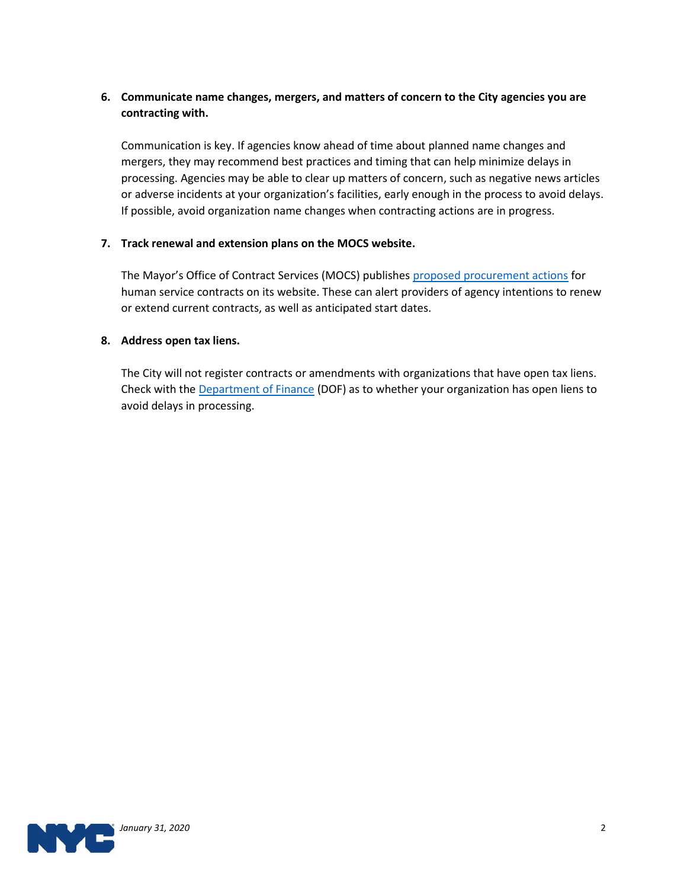6. **Communicate name changes, mergers, and matters of concern to the City agencies you are contracting with.**

   Communication is key. If agencies know ahead of time about planned name changes and mergers, they may recommend best practices and timing that can help minimize delays in processing. Agencies may be able to clear up matters of concern, such as negative news articles or adverse incidents at your organization's facilities, early enough in the process to avoid delays. If possible, avoid organization name changes when contracting actions are in progress.

7. **Track renewal and extension plans on the MOCS website.**

   The Mayor's Office of Contract Services (MOCS) publishes proposed procurement actions for human service contracts on its website. These can alert providers of agency intentions to renew or extend current contracts, as well as anticipated start dates.

8. **Address open tax liens.**

   The City will not register contracts or amendments with organizations that have open tax liens. Check with the Department of Finance (DOF) as to whether your organization has open liens to avoid delays in processing.